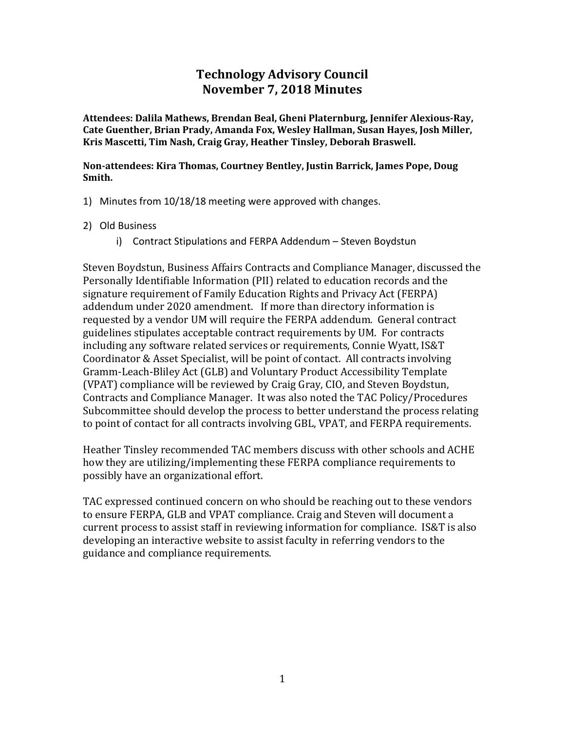# Technology Advisory Council
# November 7, 2018 Minutes

**Attendees: Dalila Mathews, Brendan Beal, Gheni Platernburg, Jennifer Alexious-Ray, Cate Guenther, Brian Prady, Amanda Fox, Wesley Hallman, Susan Hayes, Josh Miller, Kris Mascetti, Tim Nash, Craig Gray, Heather Tinsley, Deborah Braswell.**

**Non-attendees: Kira Thomas, Courtney Bentley, Justin Barrick, James Pope, Doug Smith.**

1) Minutes from 10/18/18 meeting were approved with changes.

2) Old Business
   i) Contract Stipulations and FERPA Addendum – Steven Boydstun

Steven Boydstun, Business Affairs Contracts and Compliance Manager, discussed the Personally Identifiable Information (PII) related to education records and the signature requirement of Family Education Rights and Privacy Act (FERPA) addendum under 2020 amendment. If more than directory information is requested by a vendor UM will require the FERPA addendum. General contract guidelines stipulates acceptable contract requirements by UM. For contracts including any software related services or requirements, Connie Wyatt, IS&T Coordinator & Asset Specialist, will be point of contact. All contracts involving Gramm-Leach-Bliley Act (GLB) and Voluntary Product Accessibility Template (VPAT) compliance will be reviewed by Craig Gray, CIO, and Steven Boydstun, Contracts and Compliance Manager. It was also noted the TAC Policy/Procedures Subcommittee should develop the process to better understand the process relating to point of contact for all contracts involving GBL, VPAT, and FERPA requirements.

Heather Tinsley recommended TAC members discuss with other schools and ACHE how they are utilizing/implementing these FERPA compliance requirements to possibly have an organizational effort.

TAC expressed continued concern on who should be reaching out to these vendors to ensure FERPA, GLB and VPAT compliance. Craig and Steven will document a current process to assist staff in reviewing information for compliance. IS&T is also developing an interactive website to assist faculty in referring vendors to the guidance and compliance requirements.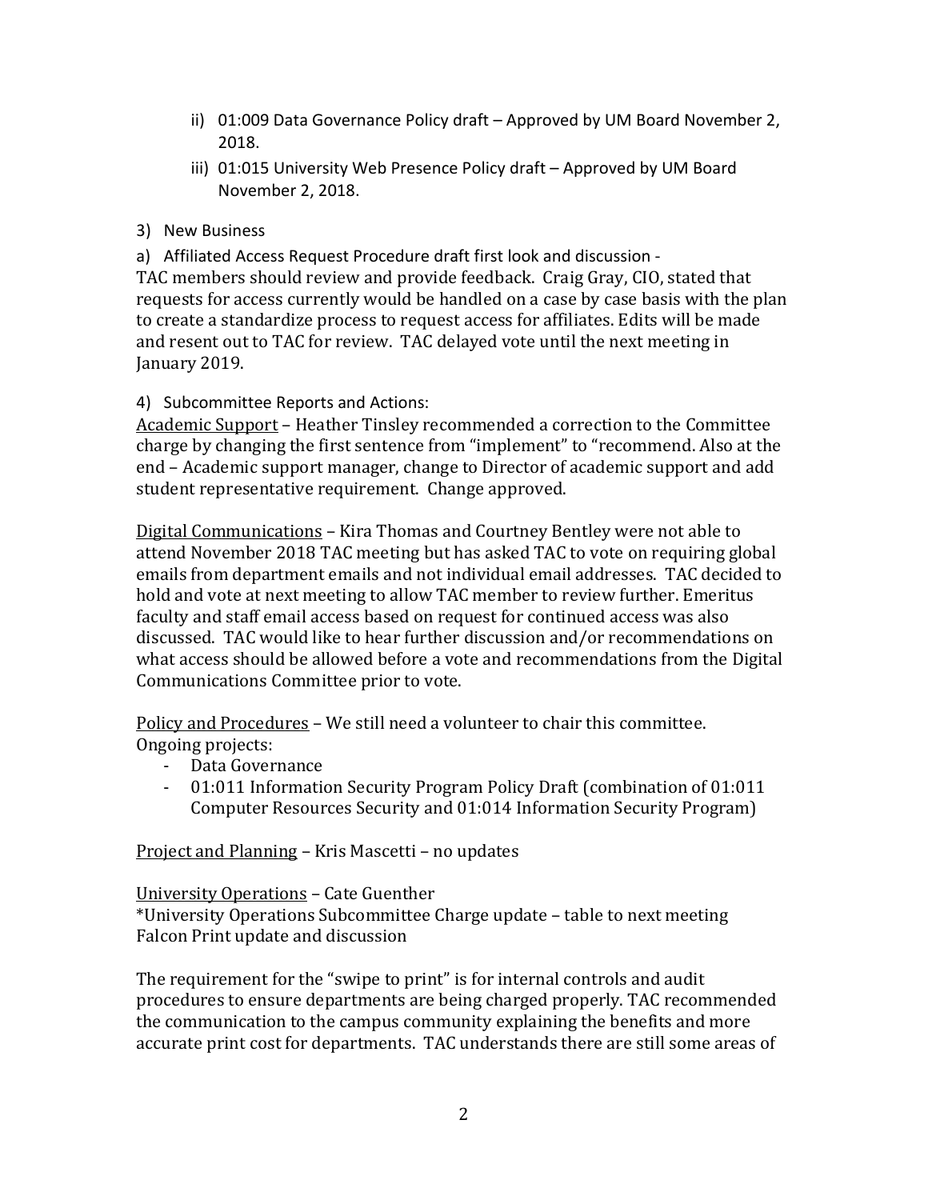ii) 01:009 Data Governance Policy draft – Approved by UM Board November 2, 2018.

iii) 01:015 University Web Presence Policy draft – Approved by UM Board November 2, 2018.

3) New Business

a) Affiliated Access Request Procedure draft first look and discussion - TAC members should review and provide feedback. Craig Gray, CIO, stated that requests for access currently would be handled on a case by case basis with the plan to create a standardize process to request access for affiliates. Edits will be made and resent out to TAC for review. TAC delayed vote until the next meeting in January 2019.

4) Subcommittee Reports and Actions:

<u>Academic Support</u> – Heather Tinsley recommended a correction to the Committee charge by changing the first sentence from "implement" to "recommend. Also at the end – Academic support manager, change to Director of academic support and add student representative requirement. Change approved.

<u>Digital Communications</u> – Kira Thomas and Courtney Bentley were not able to attend November 2018 TAC meeting but has asked TAC to vote on requiring global emails from department emails and not individual email addresses. TAC decided to hold and vote at next meeting to allow TAC member to review further. Emeritus faculty and staff email access based on request for continued access was also discussed. TAC would like to hear further discussion and/or recommendations on what access should be allowed before a vote and recommendations from the Digital Communications Committee prior to vote.

<u>Policy and Procedures</u> – We still need a volunteer to chair this committee. Ongoing projects:

- Data Governance
- 01:011 Information Security Program Policy Draft (combination of 01:011 Computer Resources Security and 01:014 Information Security Program)

<u>Project and Planning</u> – Kris Mascetti – no updates

<u>University Operations</u> – Cate Guenther
*University Operations Subcommittee Charge update – table to next meeting
Falcon Print update and discussion

The requirement for the "swipe to print" is for internal controls and audit procedures to ensure departments are being charged properly. TAC recommended the communication to the campus community explaining the benefits and more accurate print cost for departments. TAC understands there are still some areas of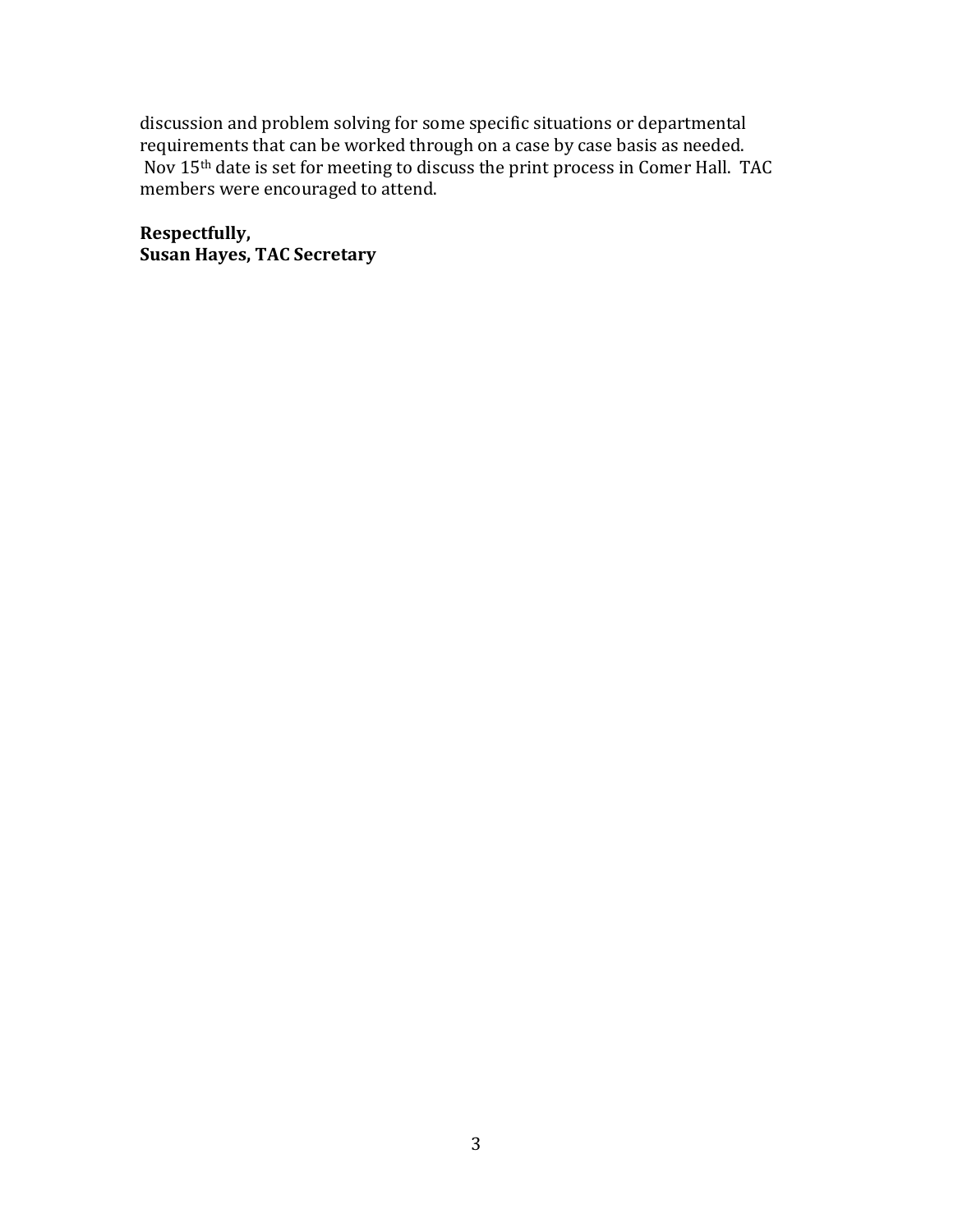discussion and problem solving for some specific situations or departmental requirements that can be worked through on a case by case basis as needed.
Nov 15th date is set for meeting to discuss the print process in Comer Hall. TAC members were encouraged to attend.

**Respectfully,**
**Susan Hayes, TAC Secretary**